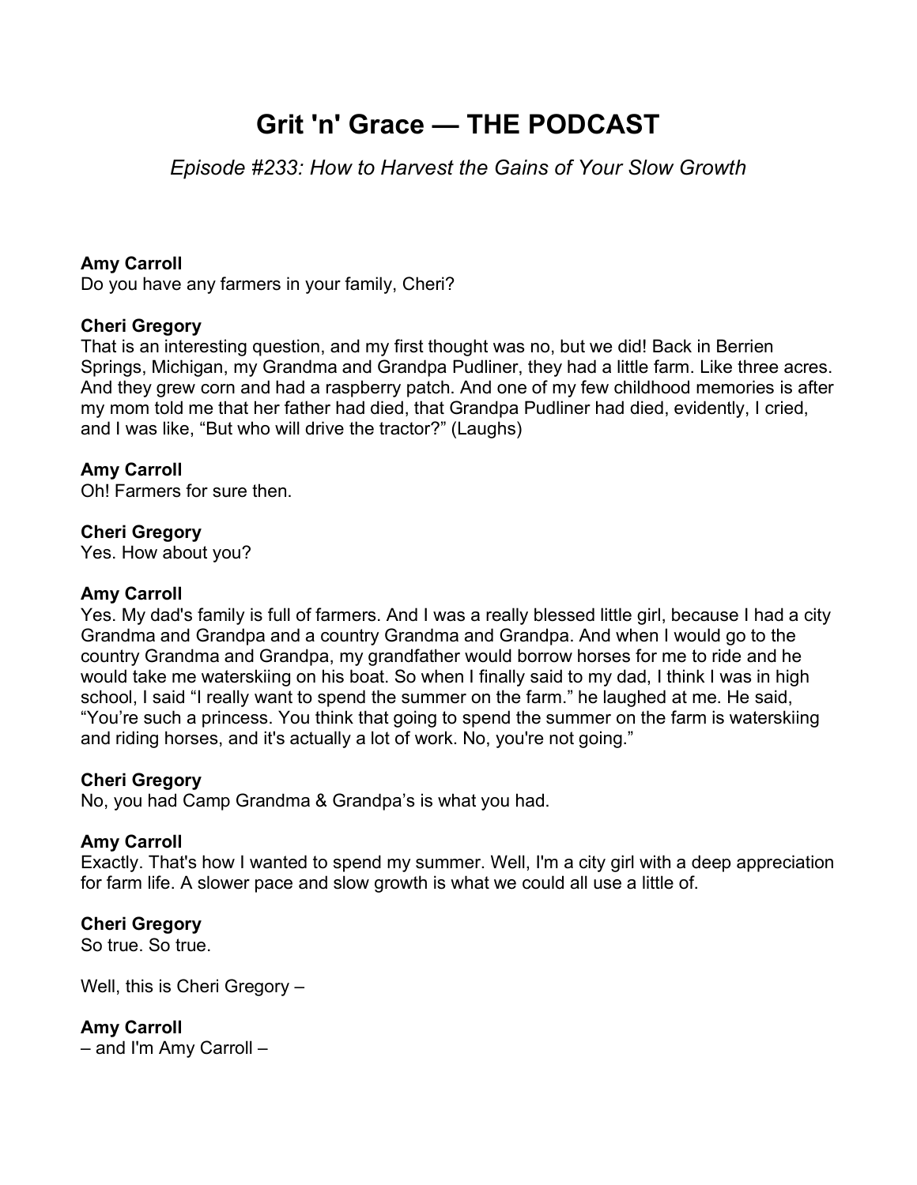# Grit 'n' Grace — THE PODCAST

*Episode #233: How to Harvest the Gains of Your Slow Growth*

**Amy Carroll**
Do you have any farmers in your family, Cheri?

**Cheri Gregory**
That is an interesting question, and my first thought was no, but we did! Back in Berrien Springs, Michigan, my Grandma and Grandpa Pudliner, they had a little farm. Like three acres. And they grew corn and had a raspberry patch. And one of my few childhood memories is after my mom told me that her father had died, that Grandpa Pudliner had died, evidently, I cried, and I was like, "But who will drive the tractor?" (Laughs)

**Amy Carroll**
Oh! Farmers for sure then.

**Cheri Gregory**
Yes. How about you?

**Amy Carroll**
Yes. My dad's family is full of farmers. And I was a really blessed little girl, because I had a city Grandma and Grandpa and a country Grandma and Grandpa. And when I would go to the country Grandma and Grandpa, my grandfather would borrow horses for me to ride and he would take me waterskiing on his boat. So when I finally said to my dad, I think I was in high school, I said "I really want to spend the summer on the farm." he laughed at me. He said, "You're such a princess. You think that going to spend the summer on the farm is waterskiing and riding horses, and it's actually a lot of work. No, you're not going."

**Cheri Gregory**
No, you had Camp Grandma & Grandpa's is what you had.

**Amy Carroll**
Exactly. That's how I wanted to spend my summer. Well, I'm a city girl with a deep appreciation for farm life. A slower pace and slow growth is what we could all use a little of.

**Cheri Gregory**
So true. So true.

Well, this is Cheri Gregory –

**Amy Carroll**
– and I'm Amy Carroll –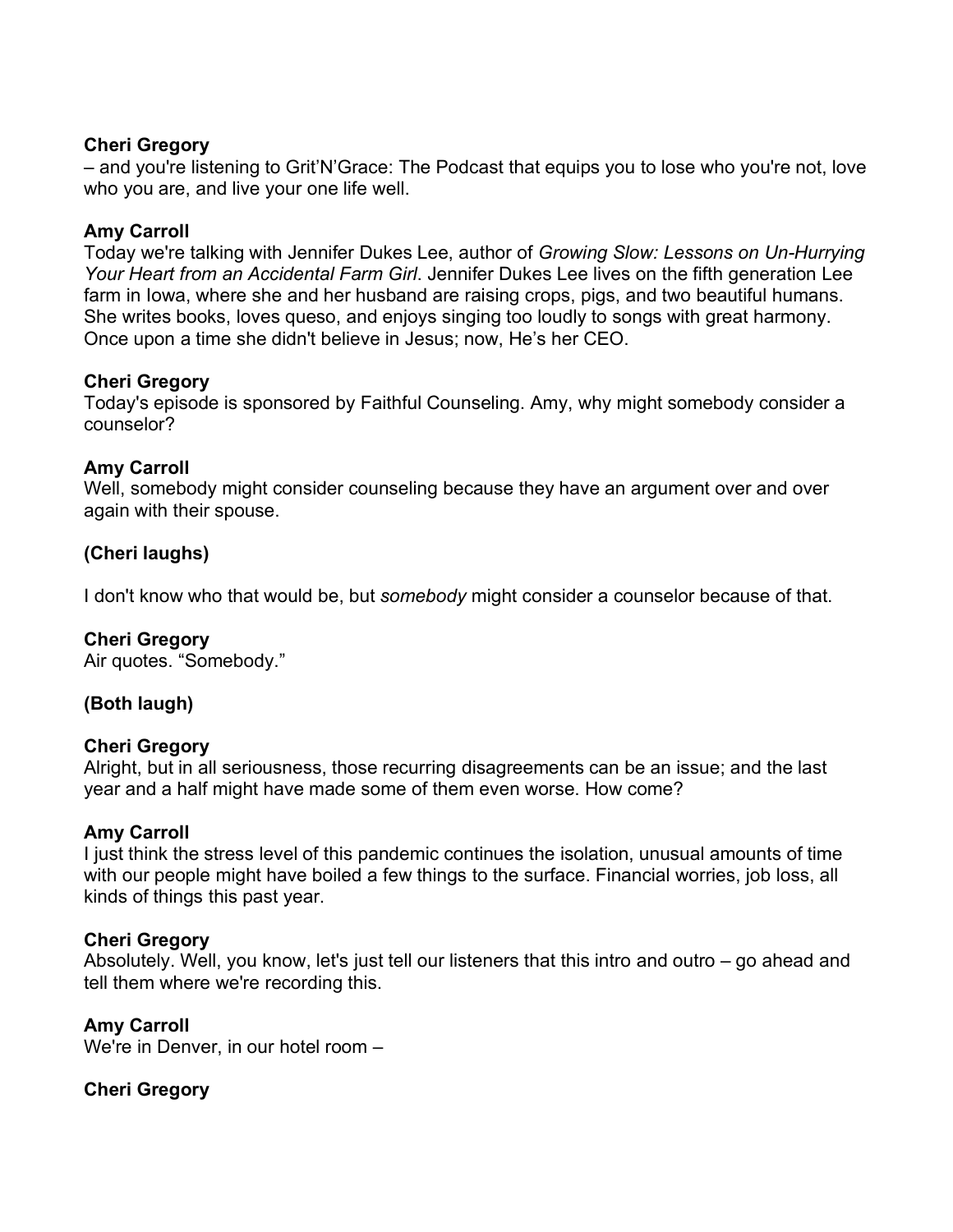**Cheri Gregory**
– and you're listening to Grit'N'Grace: The Podcast that equips you to lose who you're not, love who you are, and live your one life well.

**Amy Carroll**
Today we're talking with Jennifer Dukes Lee, author of *Growing Slow: Lessons on Un-Hurrying Your Heart from an Accidental Farm Girl*. Jennifer Dukes Lee lives on the fifth generation Lee farm in Iowa, where she and her husband are raising crops, pigs, and two beautiful humans. She writes books, loves queso, and enjoys singing too loudly to songs with great harmony. Once upon a time she didn't believe in Jesus; now, He's her CEO.

**Cheri Gregory**
Today's episode is sponsored by Faithful Counseling. Amy, why might somebody consider a counselor?

**Amy Carroll**
Well, somebody might consider counseling because they have an argument over and over again with their spouse.

**(Cheri laughs)**

I don't know who that would be, but *somebody* might consider a counselor because of that.

**Cheri Gregory**
Air quotes. "Somebody."

**(Both laugh)**

**Cheri Gregory**
Alright, but in all seriousness, those recurring disagreements can be an issue; and the last year and a half might have made some of them even worse. How come?

**Amy Carroll**
I just think the stress level of this pandemic continues the isolation, unusual amounts of time with our people might have boiled a few things to the surface. Financial worries, job loss, all kinds of things this past year.

**Cheri Gregory**
Absolutely. Well, you know, let's just tell our listeners that this intro and outro – go ahead and tell them where we're recording this.

**Amy Carroll**
We're in Denver, in our hotel room –

**Cheri Gregory**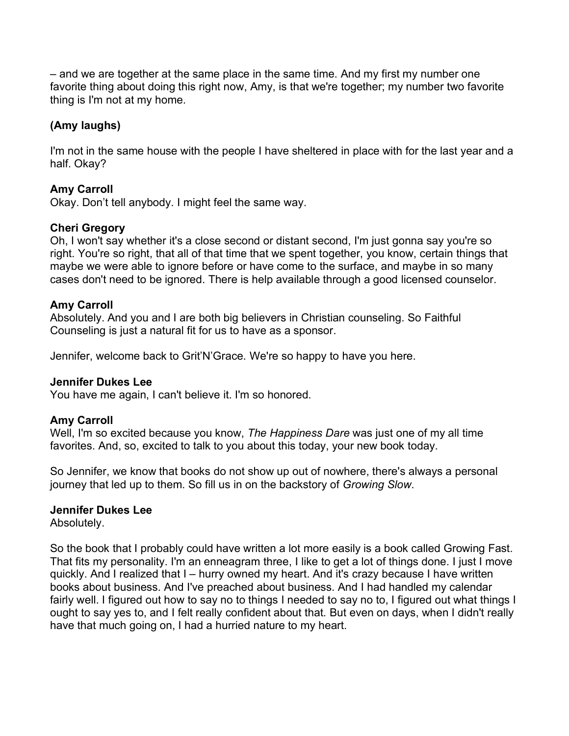– and we are together at the same place in the same time. And my first my number one favorite thing about doing this right now, Amy, is that we're together; my number two favorite thing is I'm not at my home.

**(Amy laughs)**

I'm not in the same house with the people I have sheltered in place with for the last year and a half. Okay?

**Amy Carroll**
Okay. Don't tell anybody. I might feel the same way.

**Cheri Gregory**
Oh, I won't say whether it's a close second or distant second, I'm just gonna say you're so right. You're so right, that all of that time that we spent together, you know, certain things that maybe we were able to ignore before or have come to the surface, and maybe in so many cases don't need to be ignored. There is help available through a good licensed counselor.

**Amy Carroll**
Absolutely. And you and I are both big believers in Christian counseling. So Faithful Counseling is just a natural fit for us to have as a sponsor.

Jennifer, welcome back to Grit'N'Grace. We're so happy to have you here.

**Jennifer Dukes Lee**
You have me again, I can't believe it. I'm so honored.

**Amy Carroll**
Well, I'm so excited because you know, *The Happiness Dare* was just one of my all time favorites. And, so, excited to talk to you about this today, your new book today.

So Jennifer, we know that books do not show up out of nowhere, there's always a personal journey that led up to them. So fill us in on the backstory of *Growing Slow*.

**Jennifer Dukes Lee**
Absolutely.

So the book that I probably could have written a lot more easily is a book called Growing Fast. That fits my personality. I'm an enneagram three, I like to get a lot of things done. I just I move quickly. And I realized that I – hurry owned my heart. And it's crazy because I have written books about business. And I've preached about business. And I had handled my calendar fairly well. I figured out how to say no to things I needed to say no to, I figured out what things I ought to say yes to, and I felt really confident about that. But even on days, when I didn't really have that much going on, I had a hurried nature to my heart.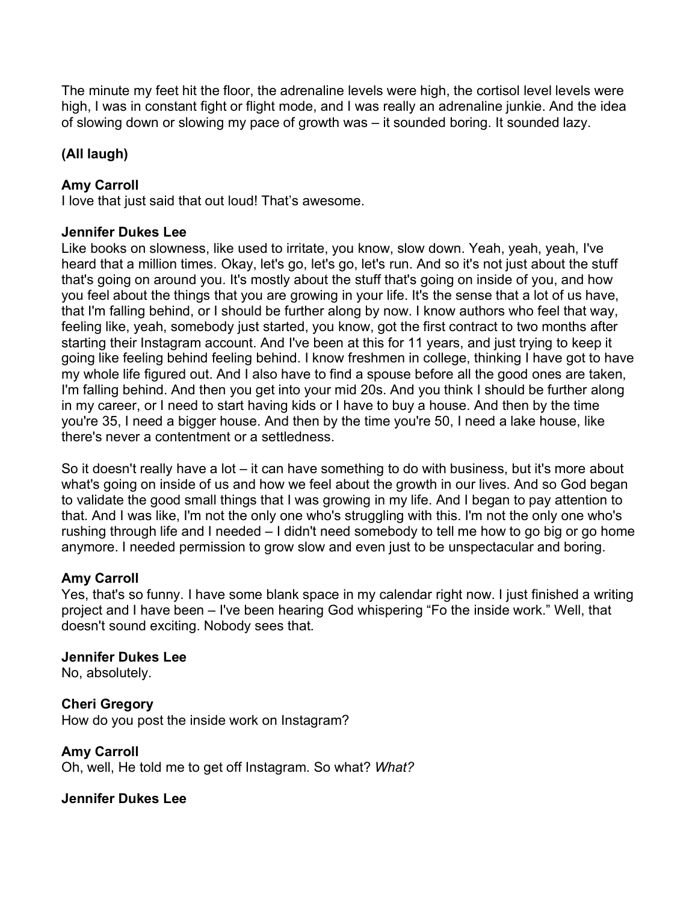The minute my feet hit the floor, the adrenaline levels were high, the cortisol level levels were high, I was in constant fight or flight mode, and I was really an adrenaline junkie. And the idea of slowing down or slowing my pace of growth was – it sounded boring. It sounded lazy.

**(All laugh)**

**Amy Carroll**
I love that just said that out loud! That's awesome.

**Jennifer Dukes Lee**
Like books on slowness, like used to irritate, you know, slow down. Yeah, yeah, yeah, I've heard that a million times. Okay, let's go, let's go, let's run. And so it's not just about the stuff that's going on around you. It's mostly about the stuff that's going on inside of you, and how you feel about the things that you are growing in your life. It's the sense that a lot of us have, that I'm falling behind, or I should be further along by now. I know authors who feel that way, feeling like, yeah, somebody just started, you know, got the first contract to two months after starting their Instagram account. And I've been at this for 11 years, and just trying to keep it going like feeling behind feeling behind. I know freshmen in college, thinking I have got to have my whole life figured out. And I also have to find a spouse before all the good ones are taken, I'm falling behind. And then you get into your mid 20s. And you think I should be further along in my career, or I need to start having kids or I have to buy a house. And then by the time you're 35, I need a bigger house. And then by the time you're 50, I need a lake house, like there's never a contentment or a settledness.

So it doesn't really have a lot – it can have something to do with business, but it's more about what's going on inside of us and how we feel about the growth in our lives. And so God began to validate the good small things that I was growing in my life. And I began to pay attention to that. And I was like, I'm not the only one who's struggling with this. I'm not the only one who's rushing through life and I needed – I didn't need somebody to tell me how to go big or go home anymore. I needed permission to grow slow and even just to be unspectacular and boring.

**Amy Carroll**
Yes, that's so funny. I have some blank space in my calendar right now. I just finished a writing project and I have been – I've been hearing God whispering "Fo the inside work." Well, that doesn't sound exciting. Nobody sees that.

**Jennifer Dukes Lee**
No, absolutely.

**Cheri Gregory**
How do you post the inside work on Instagram?

**Amy Carroll**
Oh, well, He told me to get off Instagram. So what? *What?*

**Jennifer Dukes Lee**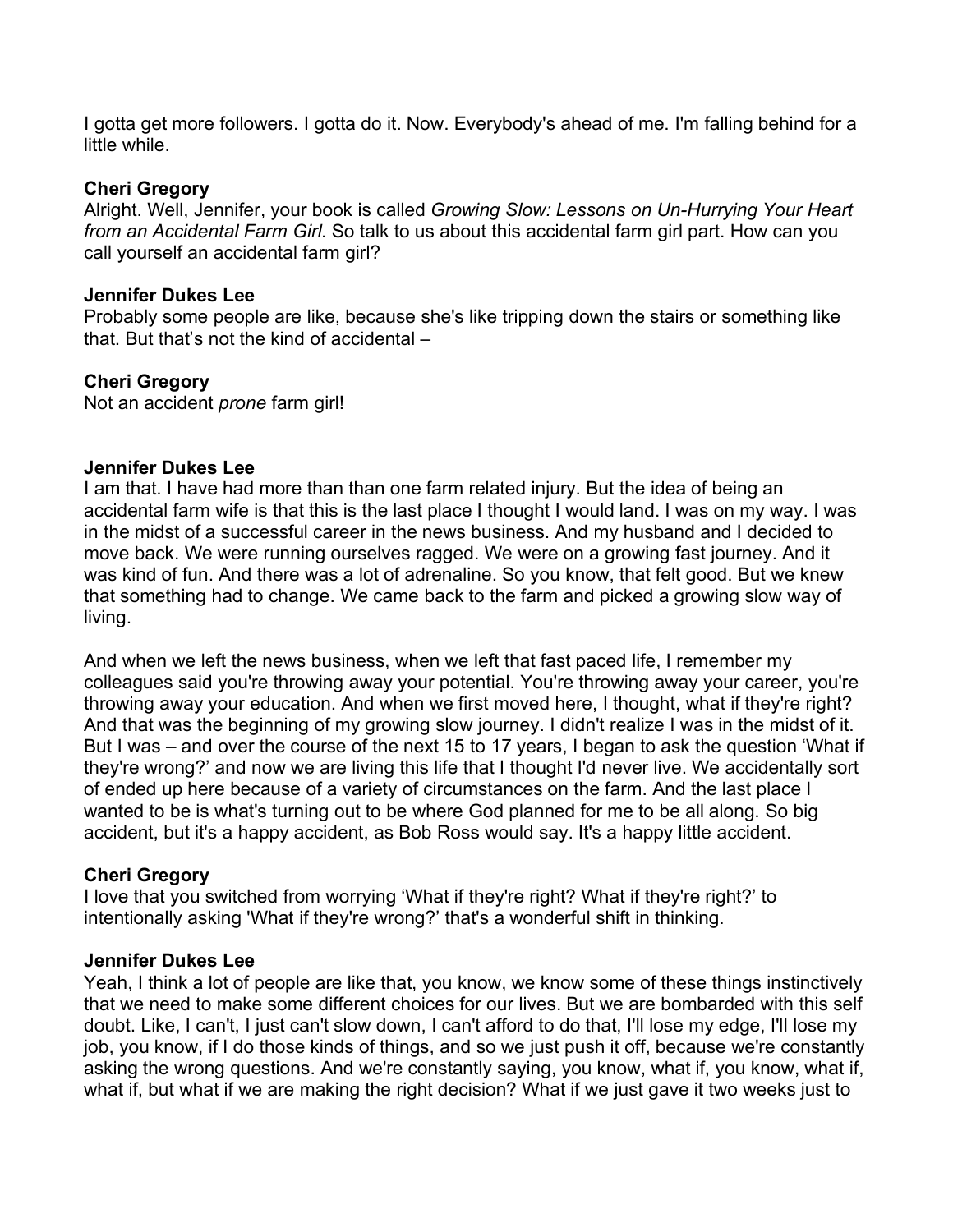I gotta get more followers. I gotta do it. Now. Everybody's ahead of me. I'm falling behind for a little while.

**Cheri Gregory**
Alright. Well, Jennifer, your book is called *Growing Slow: Lessons on Un-Hurrying Your Heart from an Accidental Farm Girl*. So talk to us about this accidental farm girl part. How can you call yourself an accidental farm girl?

**Jennifer Dukes Lee**
Probably some people are like, because she's like tripping down the stairs or something like that. But that's not the kind of accidental –

**Cheri Gregory**
Not an accident *prone* farm girl!

**Jennifer Dukes Lee**
I am that. I have had more than than one farm related injury. But the idea of being an accidental farm wife is that this is the last place I thought I would land. I was on my way. I was in the midst of a successful career in the news business. And my husband and I decided to move back. We were running ourselves ragged. We were on a growing fast journey. And it was kind of fun. And there was a lot of adrenaline. So you know, that felt good. But we knew that something had to change. We came back to the farm and picked a growing slow way of living.

And when we left the news business, when we left that fast paced life, I remember my colleagues said you're throwing away your potential. You're throwing away your career, you're throwing away your education. And when we first moved here, I thought, what if they're right? And that was the beginning of my growing slow journey. I didn't realize I was in the midst of it. But I was – and over the course of the next 15 to 17 years, I began to ask the question 'What if they're wrong?' and now we are living this life that I thought I'd never live. We accidentally sort of ended up here because of a variety of circumstances on the farm. And the last place I wanted to be is what's turning out to be where God planned for me to be all along. So big accident, but it's a happy accident, as Bob Ross would say. It's a happy little accident.

**Cheri Gregory**
I love that you switched from worrying 'What if they're right? What if they're right?' to intentionally asking 'What if they're wrong?' that's a wonderful shift in thinking.

**Jennifer Dukes Lee**
Yeah, I think a lot of people are like that, you know, we know some of these things instinctively that we need to make some different choices for our lives. But we are bombarded with this self doubt. Like, I can't, I just can't slow down, I can't afford to do that, I'll lose my edge, I'll lose my job, you know, if I do those kinds of things, and so we just push it off, because we're constantly asking the wrong questions. And we're constantly saying, you know, what if, you know, what if, what if, but what if we are making the right decision? What if we just gave it two weeks just to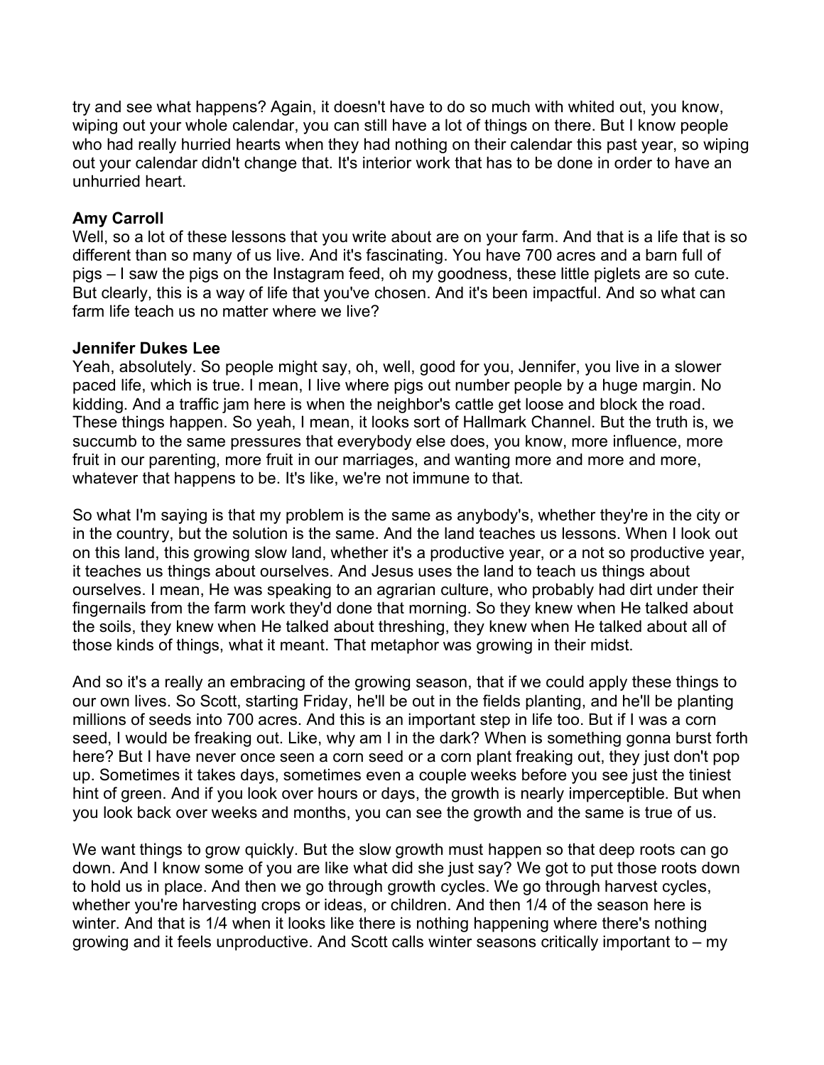try and see what happens? Again, it doesn't have to do so much with whited out, you know, wiping out your whole calendar, you can still have a lot of things on there. But I know people who had really hurried hearts when they had nothing on their calendar this past year, so wiping out your calendar didn't change that. It's interior work that has to be done in order to have an unhurried heart.

**Amy Carroll**
Well, so a lot of these lessons that you write about are on your farm. And that is a life that is so different than so many of us live. And it's fascinating. You have 700 acres and a barn full of pigs – I saw the pigs on the Instagram feed, oh my goodness, these little piglets are so cute. But clearly, this is a way of life that you've chosen. And it's been impactful. And so what can farm life teach us no matter where we live?

**Jennifer Dukes Lee**
Yeah, absolutely. So people might say, oh, well, good for you, Jennifer, you live in a slower paced life, which is true. I mean, I live where pigs out number people by a huge margin. No kidding. And a traffic jam here is when the neighbor's cattle get loose and block the road. These things happen. So yeah, I mean, it looks sort of Hallmark Channel. But the truth is, we succumb to the same pressures that everybody else does, you know, more influence, more fruit in our parenting, more fruit in our marriages, and wanting more and more and more, whatever that happens to be. It's like, we're not immune to that.

So what I'm saying is that my problem is the same as anybody's, whether they're in the city or in the country, but the solution is the same. And the land teaches us lessons. When I look out on this land, this growing slow land, whether it's a productive year, or a not so productive year, it teaches us things about ourselves. And Jesus uses the land to teach us things about ourselves. I mean, He was speaking to an agrarian culture, who probably had dirt under their fingernails from the farm work they'd done that morning. So they knew when He talked about the soils, they knew when He talked about threshing, they knew when He talked about all of those kinds of things, what it meant. That metaphor was growing in their midst.

And so it's a really an embracing of the growing season, that if we could apply these things to our own lives. So Scott, starting Friday, he'll be out in the fields planting, and he'll be planting millions of seeds into 700 acres. And this is an important step in life too. But if I was a corn seed, I would be freaking out. Like, why am I in the dark? When is something gonna burst forth here? But I have never once seen a corn seed or a corn plant freaking out, they just don't pop up. Sometimes it takes days, sometimes even a couple weeks before you see just the tiniest hint of green. And if you look over hours or days, the growth is nearly imperceptible. But when you look back over weeks and months, you can see the growth and the same is true of us.

We want things to grow quickly. But the slow growth must happen so that deep roots can go down. And I know some of you are like what did she just say? We got to put those roots down to hold us in place. And then we go through growth cycles. We go through harvest cycles, whether you're harvesting crops or ideas, or children. And then 1/4 of the season here is winter. And that is 1/4 when it looks like there is nothing happening where there's nothing growing and it feels unproductive. And Scott calls winter seasons critically important to – my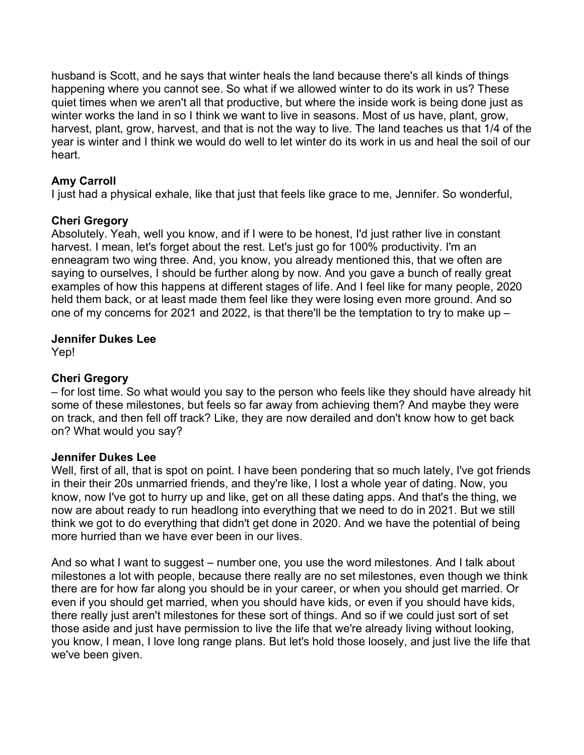husband is Scott, and he says that winter heals the land because there's all kinds of things happening where you cannot see. So what if we allowed winter to do its work in us? These quiet times when we aren't all that productive, but where the inside work is being done just as winter works the land in so I think we want to live in seasons. Most of us have, plant, grow, harvest, plant, grow, harvest, and that is not the way to live. The land teaches us that 1/4 of the year is winter and I think we would do well to let winter do its work in us and heal the soil of our heart.

**Amy Carroll**
I just had a physical exhale, like that just that feels like grace to me, Jennifer. So wonderful,

**Cheri Gregory**
Absolutely. Yeah, well you know, and if I were to be honest, I'd just rather live in constant harvest. I mean, let's forget about the rest. Let's just go for 100% productivity. I'm an enneagram two wing three. And, you know, you already mentioned this, that we often are saying to ourselves, I should be further along by now. And you gave a bunch of really great examples of how this happens at different stages of life. And I feel like for many people, 2020 held them back, or at least made them feel like they were losing even more ground. And so one of my concerns for 2021 and 2022, is that there'll be the temptation to try to make up –

**Jennifer Dukes Lee**
Yep!

**Cheri Gregory**
– for lost time. So what would you say to the person who feels like they should have already hit some of these milestones, but feels so far away from achieving them? And maybe they were on track, and then fell off track? Like, they are now derailed and don't know how to get back on? What would you say?

**Jennifer Dukes Lee**
Well, first of all, that is spot on point. I have been pondering that so much lately, I've got friends in their their 20s unmarried friends, and they're like, I lost a whole year of dating. Now, you know, now I've got to hurry up and like, get on all these dating apps. And that's the thing, we now are about ready to run headlong into everything that we need to do in 2021. But we still think we got to do everything that didn't get done in 2020. And we have the potential of being more hurried than we have ever been in our lives.

And so what I want to suggest – number one, you use the word milestones. And I talk about milestones a lot with people, because there really are no set milestones, even though we think there are for how far along you should be in your career, or when you should get married. Or even if you should get married, when you should have kids, or even if you should have kids, there really just aren't milestones for these sort of things. And so if we could just sort of set those aside and just have permission to live the life that we're already living without looking, you know, I mean, I love long range plans. But let's hold those loosely, and just live the life that we've been given.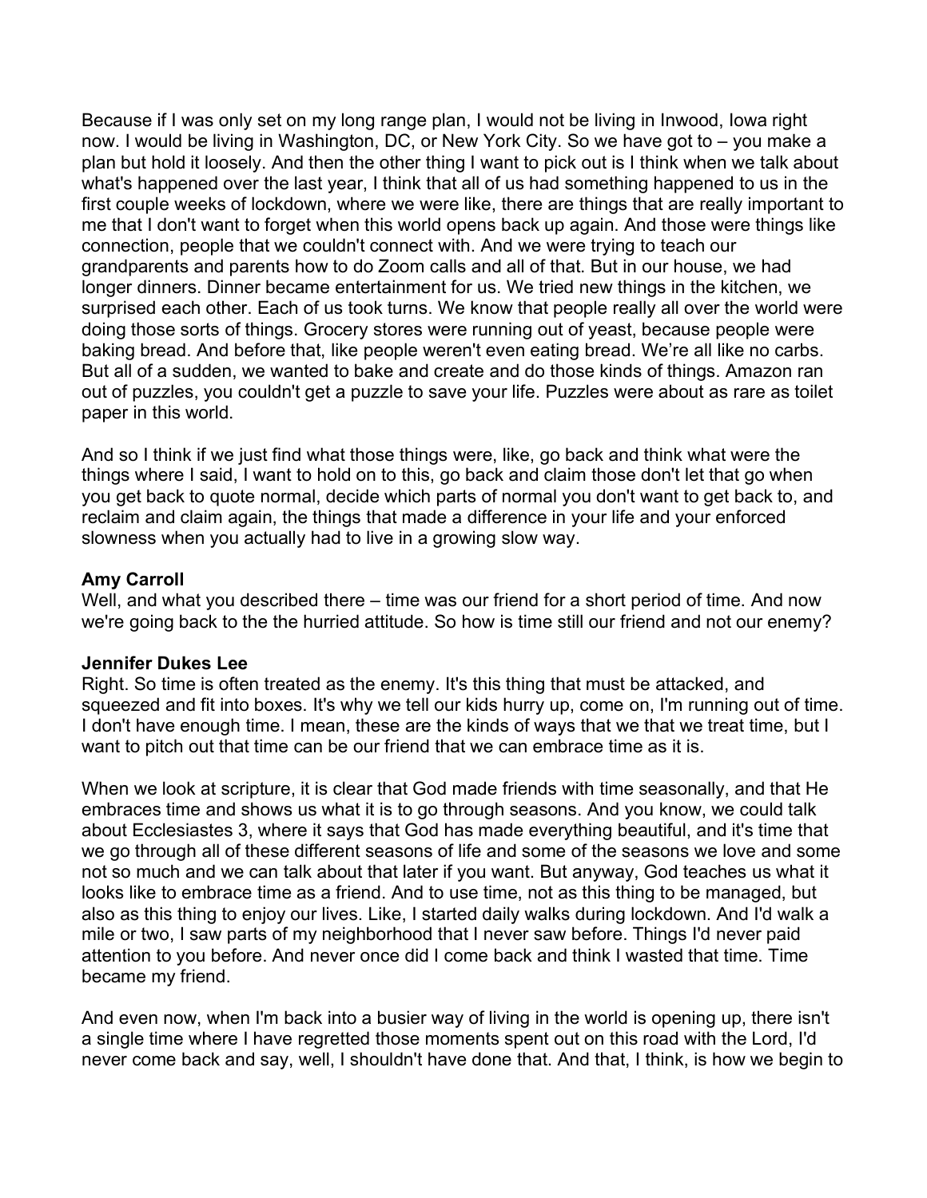Because if I was only set on my long range plan, I would not be living in Inwood, Iowa right now. I would be living in Washington, DC, or New York City. So we have got to – you make a plan but hold it loosely. And then the other thing I want to pick out is I think when we talk about what's happened over the last year, I think that all of us had something happened to us in the first couple weeks of lockdown, where we were like, there are things that are really important to me that I don't want to forget when this world opens back up again. And those were things like connection, people that we couldn't connect with. And we were trying to teach our grandparents and parents how to do Zoom calls and all of that. But in our house, we had longer dinners. Dinner became entertainment for us. We tried new things in the kitchen, we surprised each other. Each of us took turns. We know that people really all over the world were doing those sorts of things. Grocery stores were running out of yeast, because people were baking bread. And before that, like people weren't even eating bread. We're all like no carbs. But all of a sudden, we wanted to bake and create and do those kinds of things. Amazon ran out of puzzles, you couldn't get a puzzle to save your life. Puzzles were about as rare as toilet paper in this world.

And so I think if we just find what those things were, like, go back and think what were the things where I said, I want to hold on to this, go back and claim those don't let that go when you get back to quote normal, decide which parts of normal you don't want to get back to, and reclaim and claim again, the things that made a difference in your life and your enforced slowness when you actually had to live in a growing slow way.

**Amy Carroll**
Well, and what you described there – time was our friend for a short period of time. And now we're going back to the the hurried attitude. So how is time still our friend and not our enemy?

**Jennifer Dukes Lee**
Right. So time is often treated as the enemy. It's this thing that must be attacked, and squeezed and fit into boxes. It's why we tell our kids hurry up, come on, I'm running out of time. I don't have enough time. I mean, these are the kinds of ways that we that we treat time, but I want to pitch out that time can be our friend that we can embrace time as it is.

When we look at scripture, it is clear that God made friends with time seasonally, and that He embraces time and shows us what it is to go through seasons. And you know, we could talk about Ecclesiastes 3, where it says that God has made everything beautiful, and it's time that we go through all of these different seasons of life and some of the seasons we love and some not so much and we can talk about that later if you want. But anyway, God teaches us what it looks like to embrace time as a friend. And to use time, not as this thing to be managed, but also as this thing to enjoy our lives. Like, I started daily walks during lockdown. And I'd walk a mile or two, I saw parts of my neighborhood that I never saw before. Things I'd never paid attention to you before. And never once did I come back and think I wasted that time. Time became my friend.

And even now, when I'm back into a busier way of living in the world is opening up, there isn't a single time where I have regretted those moments spent out on this road with the Lord, I'd never come back and say, well, I shouldn't have done that. And that, I think, is how we begin to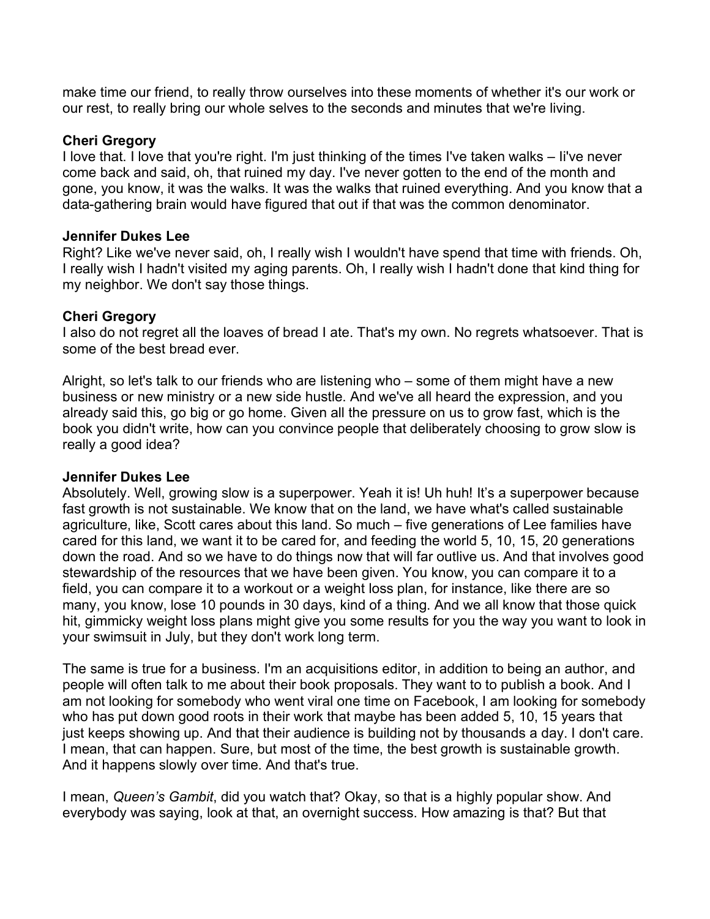make time our friend, to really throw ourselves into these moments of whether it's our work or our rest, to really bring our whole selves to the seconds and minutes that we're living.

**Cheri Gregory**
I love that. I love that you're right. I'm just thinking of the times I've taken walks – Ii've never come back and said, oh, that ruined my day. I've never gotten to the end of the month and gone, you know, it was the walks. It was the walks that ruined everything. And you know that a data-gathering brain would have figured that out if that was the common denominator.

**Jennifer Dukes Lee**
Right? Like we've never said, oh, I really wish I wouldn't have spend that time with friends. Oh, I really wish I hadn't visited my aging parents. Oh, I really wish I hadn't done that kind thing for my neighbor. We don't say those things.

**Cheri Gregory**
I also do not regret all the loaves of bread I ate. That's my own. No regrets whatsoever. That is some of the best bread ever.

Alright, so let's talk to our friends who are listening who – some of them might have a new business or new ministry or a new side hustle. And we've all heard the expression, and you already said this, go big or go home. Given all the pressure on us to grow fast, which is the book you didn't write, how can you convince people that deliberately choosing to grow slow is really a good idea?

**Jennifer Dukes Lee**
Absolutely. Well, growing slow is a superpower. Yeah it is! Uh huh! It's a superpower because fast growth is not sustainable. We know that on the land, we have what's called sustainable agriculture, like, Scott cares about this land. So much – five generations of Lee families have cared for this land, we want it to be cared for, and feeding the world 5, 10, 15, 20 generations down the road. And so we have to do things now that will far outlive us. And that involves good stewardship of the resources that we have been given. You know, you can compare it to a field, you can compare it to a workout or a weight loss plan, for instance, like there are so many, you know, lose 10 pounds in 30 days, kind of a thing. And we all know that those quick hit, gimmicky weight loss plans might give you some results for you the way you want to look in your swimsuit in July, but they don't work long term.

The same is true for a business. I'm an acquisitions editor, in addition to being an author, and people will often talk to me about their book proposals. They want to to publish a book. And I am not looking for somebody who went viral one time on Facebook, I am looking for somebody who has put down good roots in their work that maybe has been added 5, 10, 15 years that just keeps showing up. And that their audience is building not by thousands a day. I don't care. I mean, that can happen. Sure, but most of the time, the best growth is sustainable growth. And it happens slowly over time. And that's true.

I mean, *Queen's Gambit*, did you watch that? Okay, so that is a highly popular show. And everybody was saying, look at that, an overnight success. How amazing is that? But that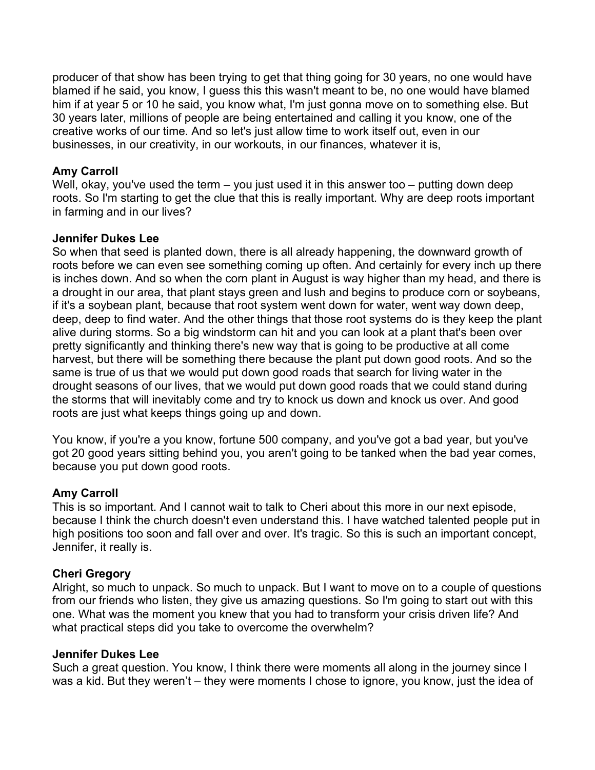producer of that show has been trying to get that thing going for 30 years, no one would have blamed if he said, you know, I guess this this wasn't meant to be, no one would have blamed him if at year 5 or 10 he said, you know what, I'm just gonna move on to something else. But 30 years later, millions of people are being entertained and calling it you know, one of the creative works of our time. And so let's just allow time to work itself out, even in our businesses, in our creativity, in our workouts, in our finances, whatever it is,

**Amy Carroll**
Well, okay, you've used the term – you just used it in this answer too – putting down deep roots. So I'm starting to get the clue that this is really important. Why are deep roots important in farming and in our lives?

**Jennifer Dukes Lee**
So when that seed is planted down, there is all already happening, the downward growth of roots before we can even see something coming up often. And certainly for every inch up there is inches down. And so when the corn plant in August is way higher than my head, and there is a drought in our area, that plant stays green and lush and begins to produce corn or soybeans, if it's a soybean plant, because that root system went down for water, went way down deep, deep, deep to find water. And the other things that those root systems do is they keep the plant alive during storms. So a big windstorm can hit and you can look at a plant that's been over pretty significantly and thinking there's new way that is going to be productive at all come harvest, but there will be something there because the plant put down good roots. And so the same is true of us that we would put down good roads that search for living water in the drought seasons of our lives, that we would put down good roads that we could stand during the storms that will inevitably come and try to knock us down and knock us over. And good roots are just what keeps things going up and down.

You know, if you're a you know, fortune 500 company, and you've got a bad year, but you've got 20 good years sitting behind you, you aren't going to be tanked when the bad year comes, because you put down good roots.

**Amy Carroll**
This is so important. And I cannot wait to talk to Cheri about this more in our next episode, because I think the church doesn't even understand this. I have watched talented people put in high positions too soon and fall over and over. It's tragic. So this is such an important concept, Jennifer, it really is.

**Cheri Gregory**
Alright, so much to unpack. So much to unpack. But I want to move on to a couple of questions from our friends who listen, they give us amazing questions. So I'm going to start out with this one. What was the moment you knew that you had to transform your crisis driven life? And what practical steps did you take to overcome the overwhelm?

**Jennifer Dukes Lee**
Such a great question. You know, I think there were moments all along in the journey since I was a kid. But they weren't – they were moments I chose to ignore, you know, just the idea of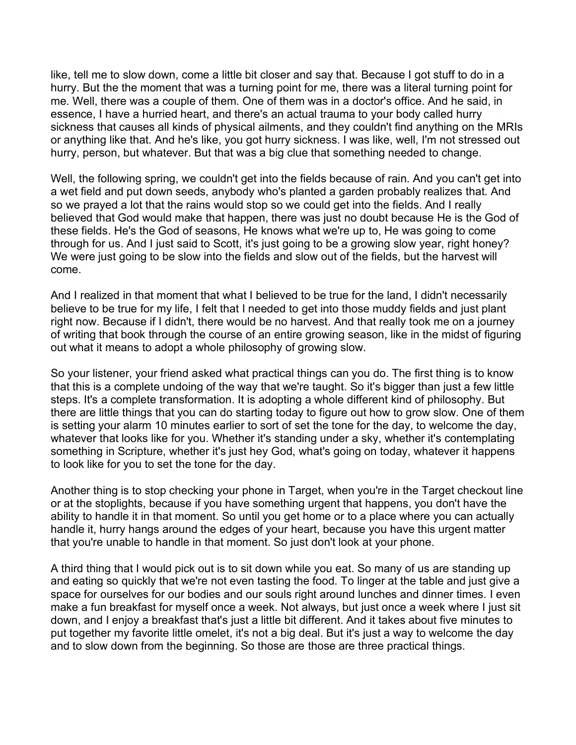like, tell me to slow down, come a little bit closer and say that. Because I got stuff to do in a hurry. But the the moment that was a turning point for me, there was a literal turning point for me. Well, there was a couple of them. One of them was in a doctor's office. And he said, in essence, I have a hurried heart, and there's an actual trauma to your body called hurry sickness that causes all kinds of physical ailments, and they couldn't find anything on the MRIs or anything like that. And he's like, you got hurry sickness. I was like, well, I'm not stressed out hurry, person, but whatever. But that was a big clue that something needed to change.

Well, the following spring, we couldn't get into the fields because of rain. And you can't get into a wet field and put down seeds, anybody who's planted a garden probably realizes that. And so we prayed a lot that the rains would stop so we could get into the fields. And I really believed that God would make that happen, there was just no doubt because He is the God of these fields. He's the God of seasons, He knows what we're up to, He was going to come through for us. And I just said to Scott, it's just going to be a growing slow year, right honey? We were just going to be slow into the fields and slow out of the fields, but the harvest will come.

And I realized in that moment that what I believed to be true for the land, I didn't necessarily believe to be true for my life, I felt that I needed to get into those muddy fields and just plant right now. Because if I didn't, there would be no harvest. And that really took me on a journey of writing that book through the course of an entire growing season, like in the midst of figuring out what it means to adopt a whole philosophy of growing slow.

So your listener, your friend asked what practical things can you do. The first thing is to know that this is a complete undoing of the way that we're taught. So it's bigger than just a few little steps. It's a complete transformation. It is adopting a whole different kind of philosophy. But there are little things that you can do starting today to figure out how to grow slow. One of them is setting your alarm 10 minutes earlier to sort of set the tone for the day, to welcome the day, whatever that looks like for you. Whether it's standing under a sky, whether it's contemplating something in Scripture, whether it's just hey God, what's going on today, whatever it happens to look like for you to set the tone for the day.

Another thing is to stop checking your phone in Target, when you're in the Target checkout line or at the stoplights, because if you have something urgent that happens, you don't have the ability to handle it in that moment. So until you get home or to a place where you can actually handle it, hurry hangs around the edges of your heart, because you have this urgent matter that you're unable to handle in that moment. So just don't look at your phone.

A third thing that I would pick out is to sit down while you eat. So many of us are standing up and eating so quickly that we're not even tasting the food. To linger at the table and just give a space for ourselves for our bodies and our souls right around lunches and dinner times. I even make a fun breakfast for myself once a week. Not always, but just once a week where I just sit down, and I enjoy a breakfast that's just a little bit different. And it takes about five minutes to put together my favorite little omelet, it's not a big deal. But it's just a way to welcome the day and to slow down from the beginning. So those are those are three practical things.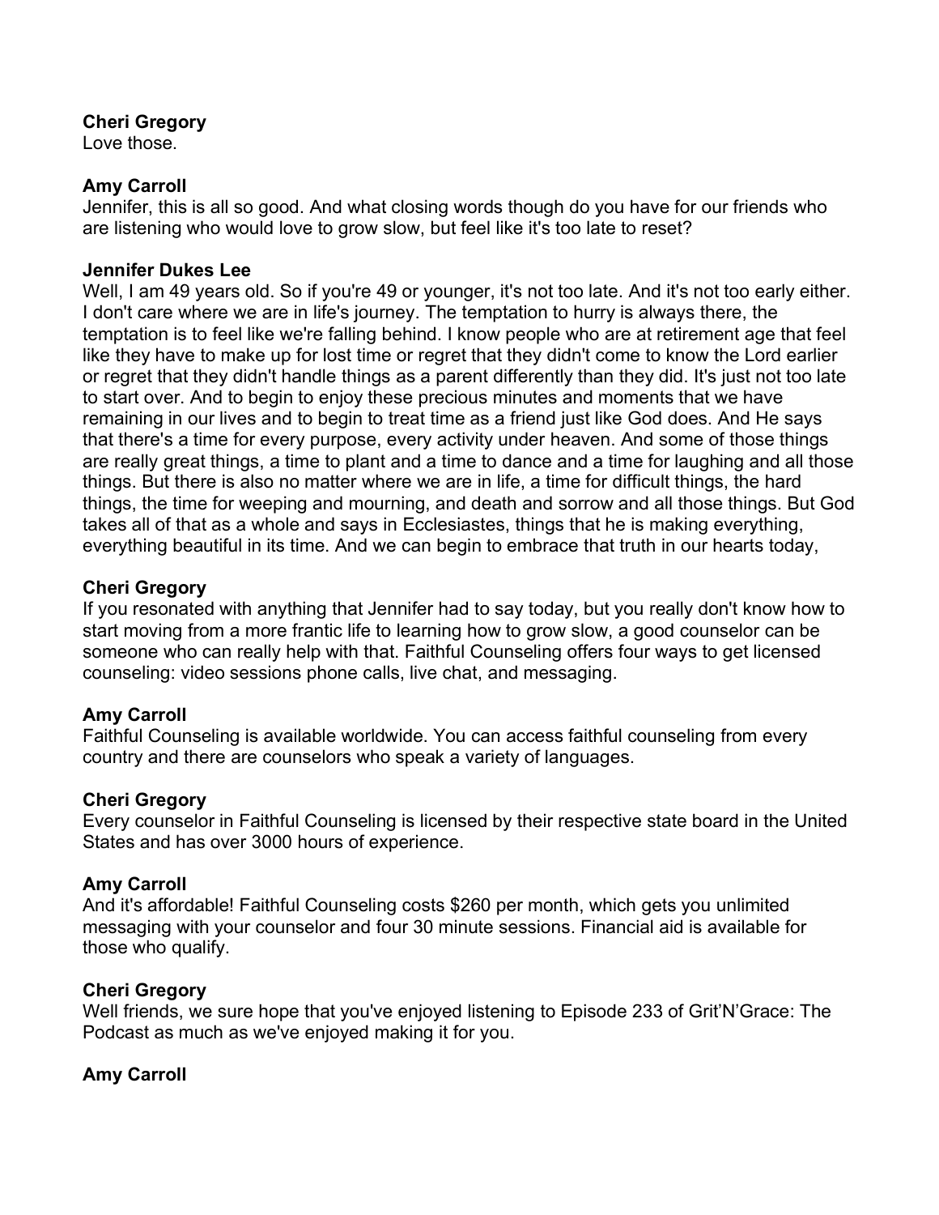**Cheri Gregory**
Love those.

**Amy Carroll**
Jennifer, this is all so good. And what closing words though do you have for our friends who are listening who would love to grow slow, but feel like it's too late to reset?

**Jennifer Dukes Lee**
Well, I am 49 years old. So if you're 49 or younger, it's not too late. And it's not too early either. I don't care where we are in life's journey. The temptation to hurry is always there, the temptation is to feel like we're falling behind. I know people who are at retirement age that feel like they have to make up for lost time or regret that they didn't come to know the Lord earlier or regret that they didn't handle things as a parent differently than they did. It's just not too late to start over. And to begin to enjoy these precious minutes and moments that we have remaining in our lives and to begin to treat time as a friend just like God does. And He says that there's a time for every purpose, every activity under heaven. And some of those things are really great things, a time to plant and a time to dance and a time for laughing and all those things. But there is also no matter where we are in life, a time for difficult things, the hard things, the time for weeping and mourning, and death and sorrow and all those things. But God takes all of that as a whole and says in Ecclesiastes, things that he is making everything, everything beautiful in its time. And we can begin to embrace that truth in our hearts today,

**Cheri Gregory**
If you resonated with anything that Jennifer had to say today, but you really don't know how to start moving from a more frantic life to learning how to grow slow, a good counselor can be someone who can really help with that. Faithful Counseling offers four ways to get licensed counseling: video sessions phone calls, live chat, and messaging.

**Amy Carroll**
Faithful Counseling is available worldwide. You can access faithful counseling from every country and there are counselors who speak a variety of languages.

**Cheri Gregory**
Every counselor in Faithful Counseling is licensed by their respective state board in the United States and has over 3000 hours of experience.

**Amy Carroll**
And it's affordable! Faithful Counseling costs $260 per month, which gets you unlimited messaging with your counselor and four 30 minute sessions. Financial aid is available for those who qualify.

**Cheri Gregory**
Well friends, we sure hope that you've enjoyed listening to Episode 233 of Grit'N'Grace: The Podcast as much as we've enjoyed making it for you.

**Amy Carroll**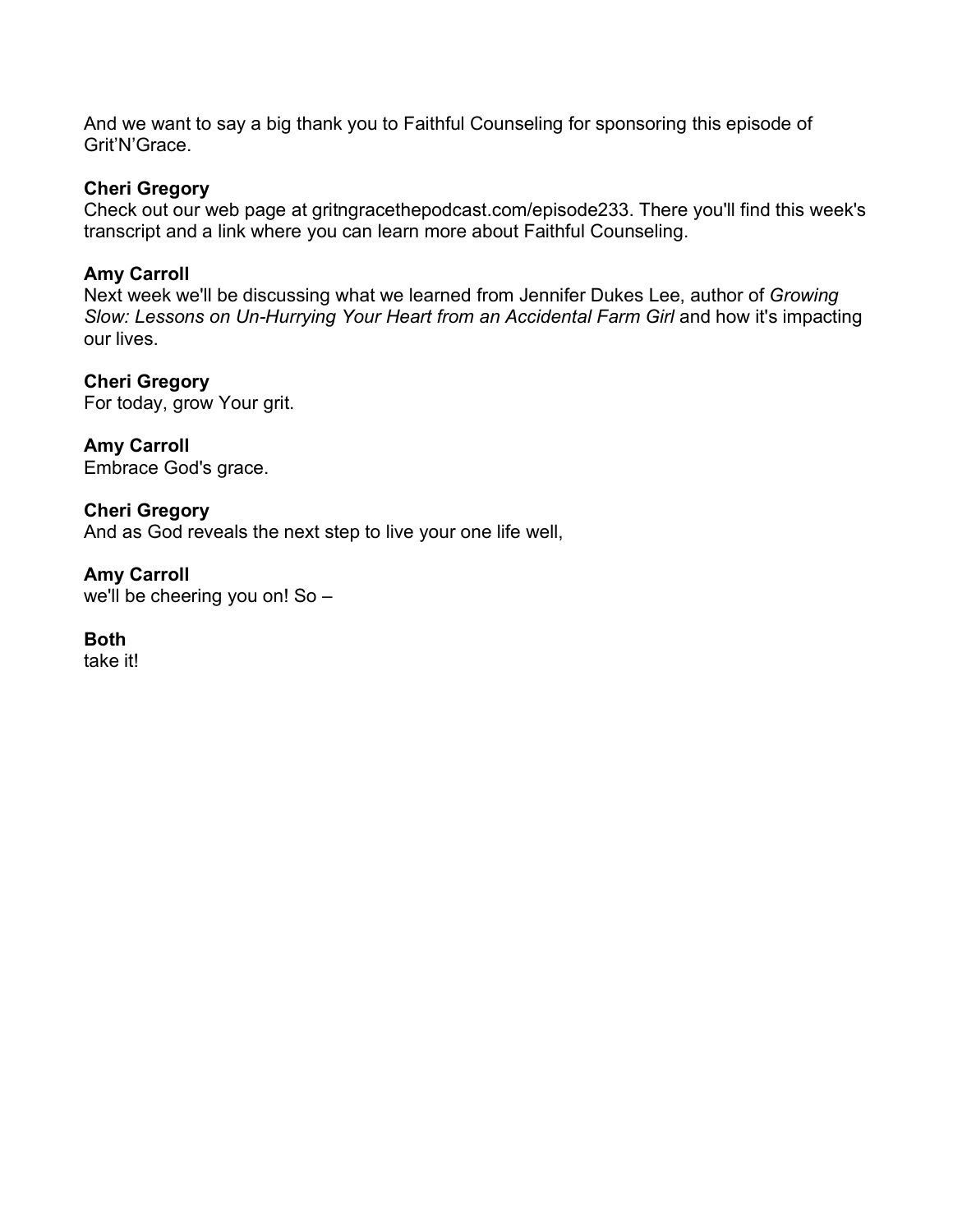And we want to say a big thank you to Faithful Counseling for sponsoring this episode of Grit’N’Grace.

**Cheri Gregory**
Check out our web page at gritngracethepodcast.com/episode233. There you'll find this week's transcript and a link where you can learn more about Faithful Counseling.

**Amy Carroll**
Next week we'll be discussing what we learned from Jennifer Dukes Lee, author of *Growing Slow: Lessons on Un-Hurrying Your Heart from an Accidental Farm Girl* and how it's impacting our lives.

**Cheri Gregory**
For today, grow Your grit.

**Amy Carroll**
Embrace God's grace.

**Cheri Gregory**
And as God reveals the next step to live your one life well,

**Amy Carroll**
we'll be cheering you on! So –

**Both**
take it!